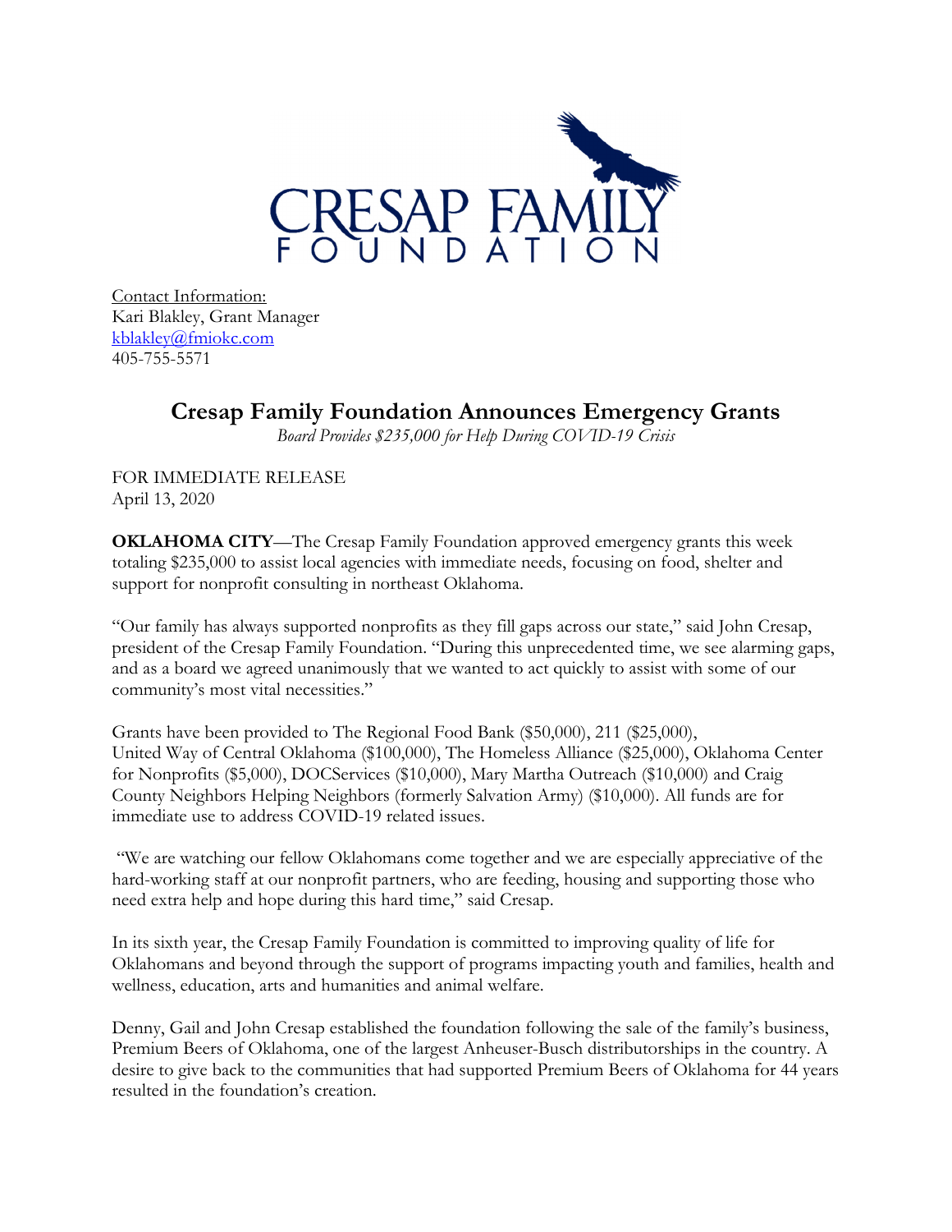CRESAP FAMILY FOUNDATION

Contact Information:
Kari Blakley, Grant Manager
kblakley@fmiokc.com
405-755-5571

# Cresap Family Foundation Announces Emergency Grants

*Board Provides $235,000 for Help During COVID-19 Crisis*

FOR IMMEDIATE RELEASE
April 13, 2020

**OKLAHOMA CITY**—The Cresap Family Foundation approved emergency grants this week totaling $235,000 to assist local agencies with immediate needs, focusing on food, shelter and support for nonprofit consulting in northeast Oklahoma.

"Our family has always supported nonprofits as they fill gaps across our state," said John Cresap, president of the Cresap Family Foundation. "During this unprecedented time, we see alarming gaps, and as a board we agreed unanimously that we wanted to act quickly to assist with some of our community's most vital necessities."

Grants have been provided to The Regional Food Bank ($50,000), 211 ($25,000), United Way of Central Oklahoma ($100,000), The Homeless Alliance ($25,000), Oklahoma Center for Nonprofits ($5,000), DOCServices ($10,000), Mary Martha Outreach ($10,000) and Craig County Neighbors Helping Neighbors (formerly Salvation Army) ($10,000). All funds are for immediate use to address COVID-19 related issues.

"We are watching our fellow Oklahomans come together and we are especially appreciative of the hard-working staff at our nonprofit partners, who are feeding, housing and supporting those who need extra help and hope during this hard time," said Cresap.

In its sixth year, the Cresap Family Foundation is committed to improving quality of life for Oklahomans and beyond through the support of programs impacting youth and families, health and wellness, education, arts and humanities and animal welfare.

Denny, Gail and John Cresap established the foundation following the sale of the family's business, Premium Beers of Oklahoma, one of the largest Anheuser-Busch distributorships in the country. A desire to give back to the communities that had supported Premium Beers of Oklahoma for 44 years resulted in the foundation's creation.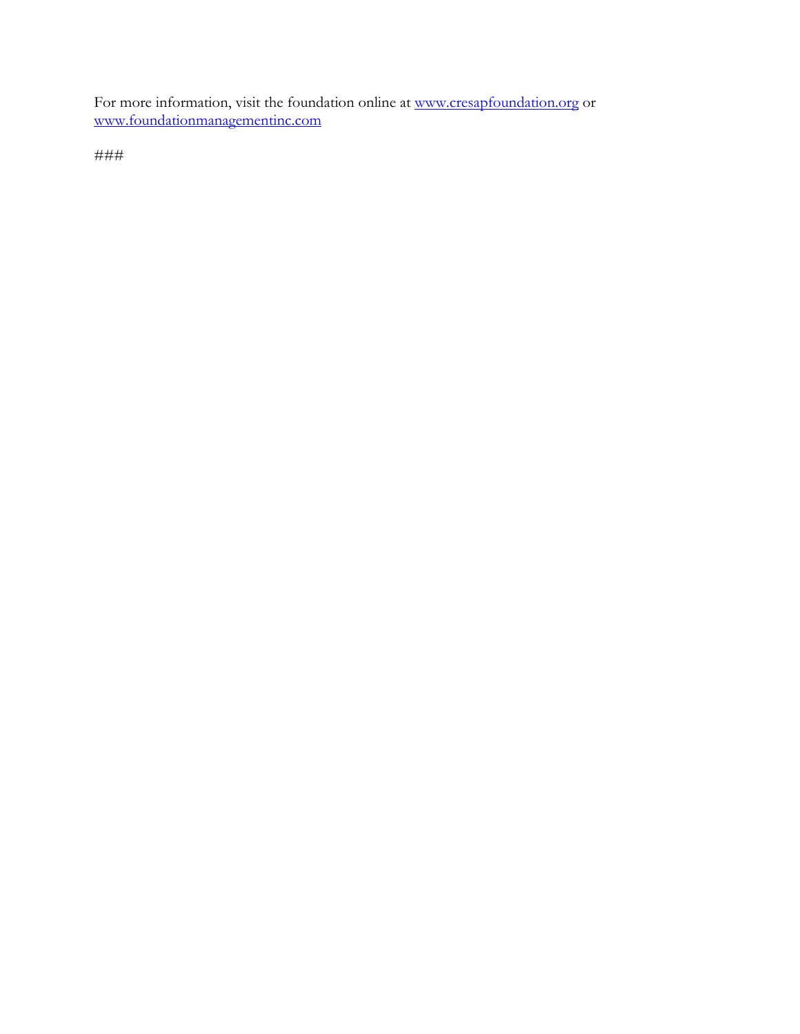For more information, visit the foundation online at [www.cresapfoundation.org](http://www.cresapfoundation.org) or [www.foundationmanagementinc.com](http://www.foundationmanagementinc.com)

###